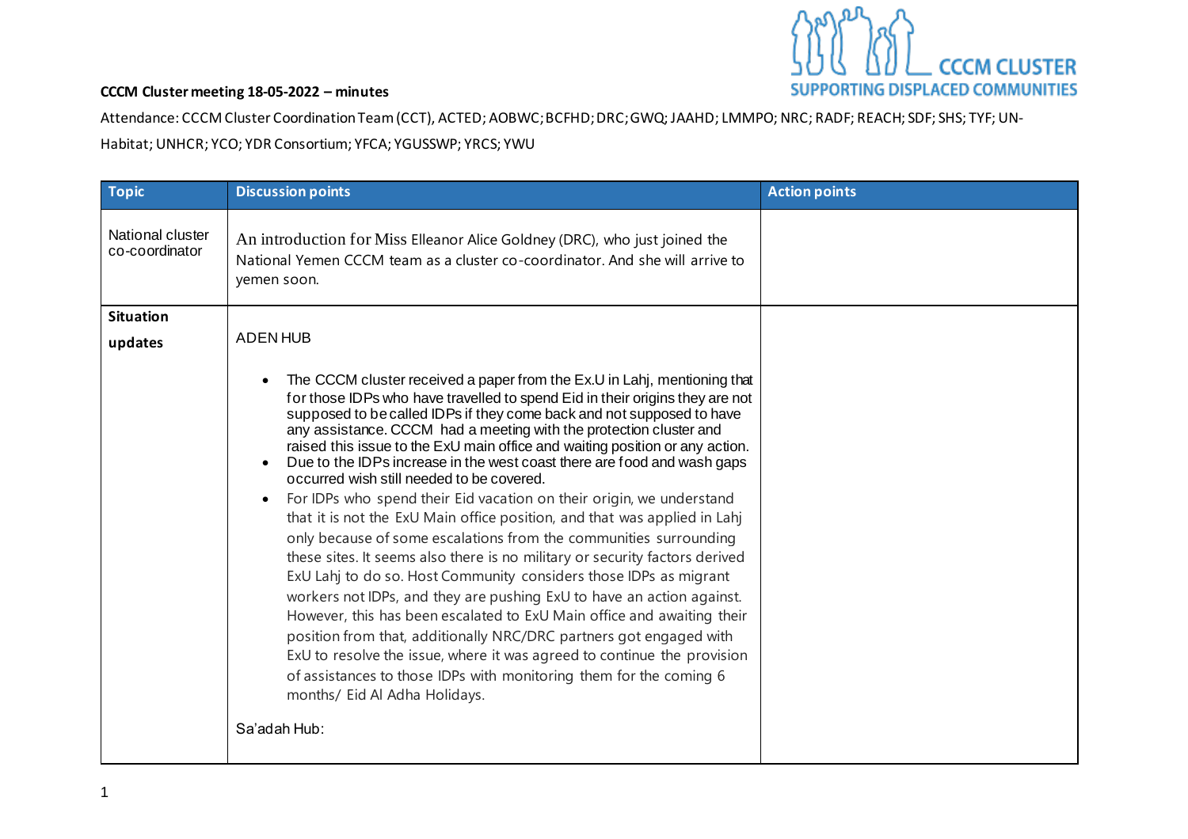**CCCM Cluster meeting 18-05-2022 – minutes**

Attendance: CCCM Cluster Coordination Team (CCT), ACTED; AOBWC; BCFHD; DRC; GWQ; JAAHD; LMMPO; NRC; RADF; REACH; SDF; SHS; TYF; UN-Habitat; UNHCR; YCO; YDR Consortium; YFCA; YGUSSWP; YRCS; YWU

| Topic | Discussion points | Action points |
|---|---|---|
| National cluster co-coordinator | An introduction for Miss Elleanor Alice Goldney (DRC), who just joined the National Yemen CCCM team as a cluster co-coordinator. And she will arrive to yemen soon. | |
| **Situation updates** | ADEN HUB<br><br>• The CCCM cluster received a paper from the Ex.U in Lahj, mentioning that for those IDPs who have travelled to spend Eid in their origins they are not supposed to be called IDPs if they come back and not supposed to have any assistance. CCCM had a meeting with the protection cluster and raised this issue to the ExU main office and waiting position or any action.<br>• Due to the IDPs increase in the west coast there are food and wash gaps occurred wish still needed to be covered.<br>• For IDPs who spend their Eid vacation on their origin, we understand that it is not the ExU Main office position, and that was applied in Lahj only because of some escalations from the communities surrounding these sites. It seems also there is no military or security factors derived ExU Lahj to do so. Host Community considers those IDPs as migrant workers not IDPs, and they are pushing ExU to have an action against. However, this has been escalated to ExU Main office and awaiting their position from that, additionally NRC/DRC partners got engaged with ExU to resolve the issue, where it was agreed to continue the provision of assistances to those IDPs with monitoring them for the coming 6 months/ Eid Al Adha Holidays.<br><br>Sa'adah Hub: | |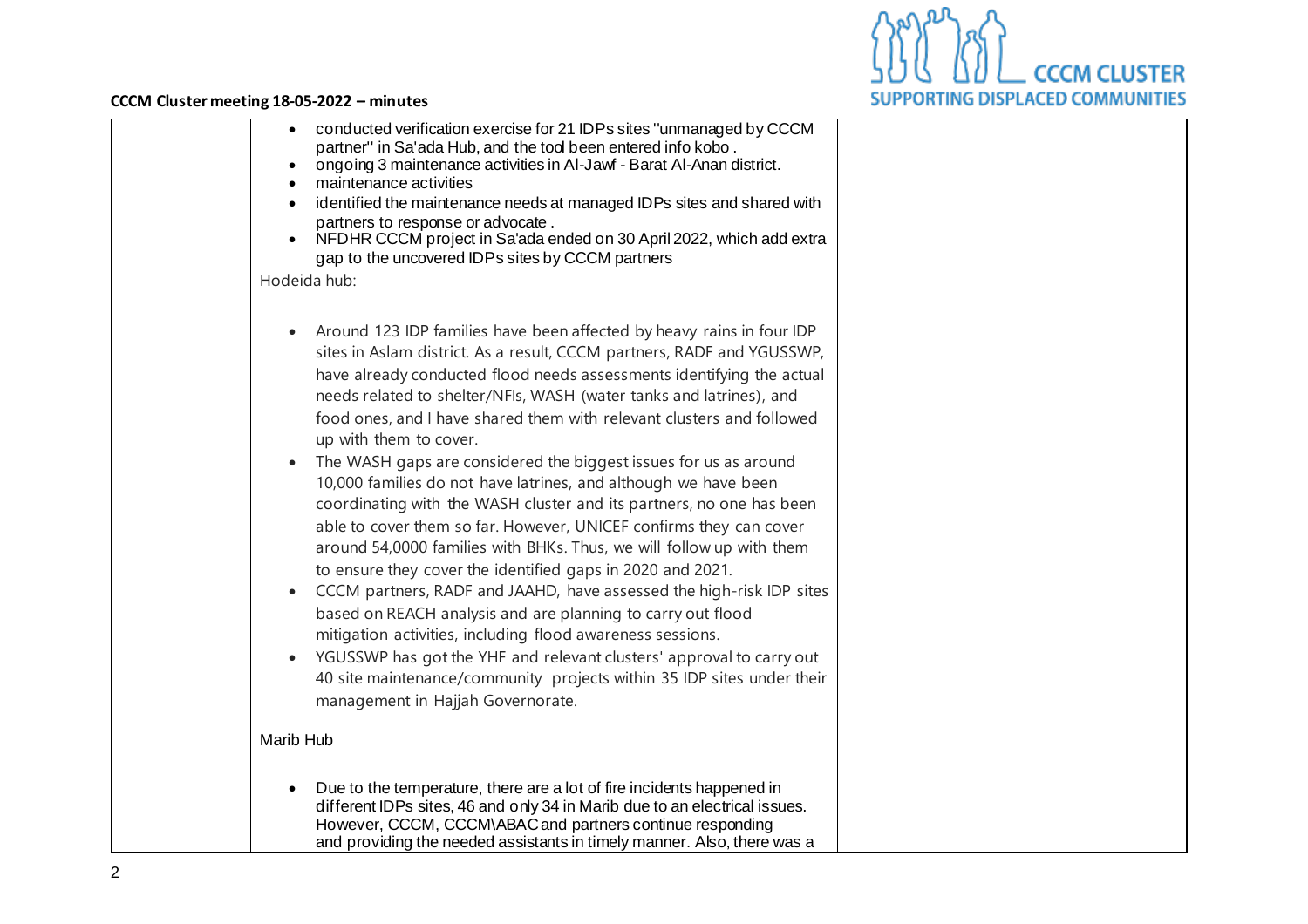| | | |
|---|---|---|
| | • conducted verification exercise for 21 IDPs sites ''unmanaged by CCCM partner'' in Sa'ada Hub, and the tool been entered info kobo .<br>• ongoing 3 maintenance activities in Al-Jawf - Barat Al-Anan district.<br>• maintenance activities<br>• identified the maintenance needs at managed IDPs sites and shared with partners to response or advocate .<br>• NFDHR CCCM project in Sa'ada ended on 30 April 2022, which add extra gap to the uncovered IDPs sites by CCCM partners<br><br>Hodeida hub:<br><br>• Around 123 IDP families have been affected by heavy rains in four IDP sites in Aslam district. As a result, CCCM partners, RADF and YGUSSWP, have already conducted flood needs assessments identifying the actual needs related to shelter/NFIs, WASH (water tanks and latrines), and food ones, and I have shared them with relevant clusters and followed up with them to cover.<br>• The WASH gaps are considered the biggest issues for us as around 10,000 families do not have latrines, and although we have been coordinating with the WASH cluster and its partners, no one has been able to cover them so far. However, UNICEF confirms they can cover around 54,0000 families with BHKs. Thus, we will follow up with them to ensure they cover the identified gaps in 2020 and 2021.<br>• CCCM partners, RADF and JAAHD, have assessed the high-risk IDP sites based on REACH analysis and are planning to carry out flood mitigation activities, including flood awareness sessions.<br>• YGUSSWP has got the YHF and relevant clusters' approval to carry out 40 site maintenance/community projects within 35 IDP sites under their management in Hajjah Governorate.<br><br>Marib Hub<br><br>• Due to the temperature, there are a lot of fire incidents happened in different IDPs sites, 46 and only 34 in Marib due to an electrical issues. However, CCCM, CCCM\ABAC and partners continue responding and providing the needed assistants in timely manner. Also, there was a | |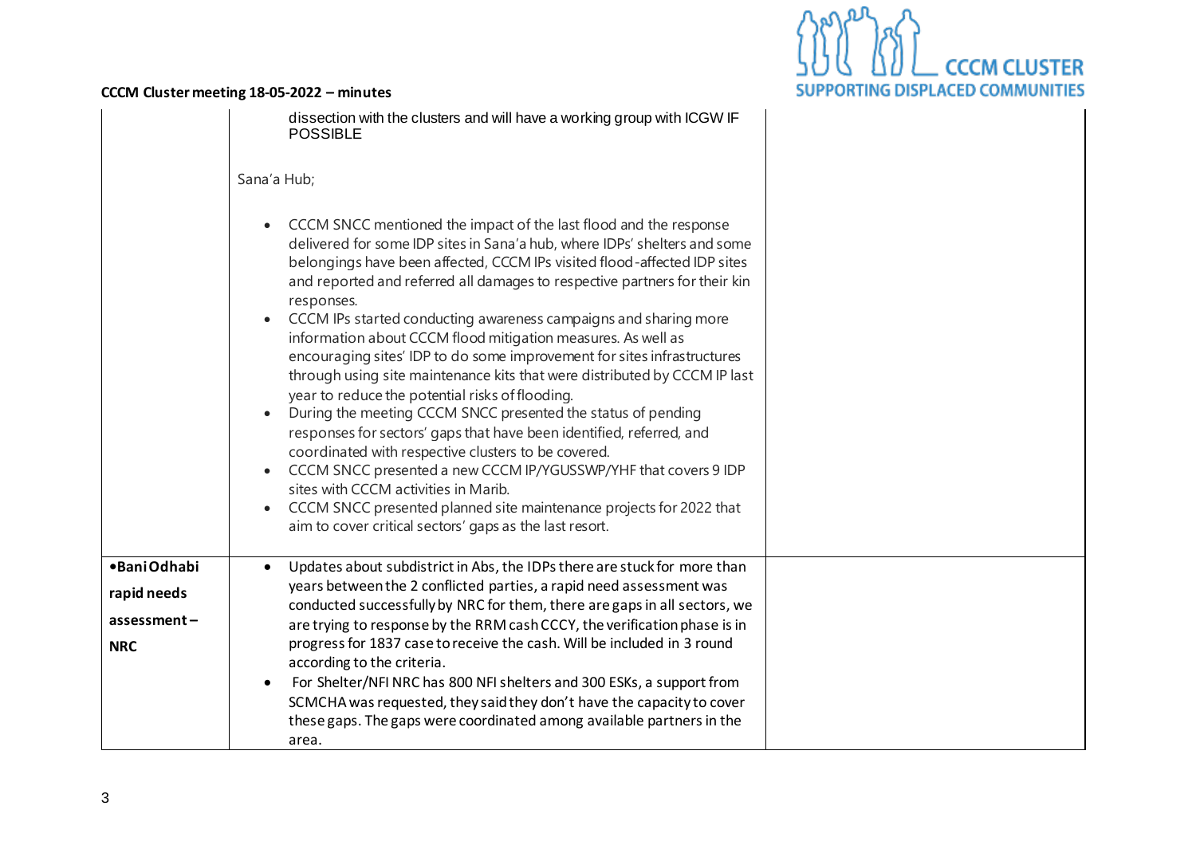| | | |
|---|---|---|
| | dissection with the clusters and will have a working group with ICGW IF POSSIBLE<br><br>Sana'a Hub;<br><br>• CCCM SNCC mentioned the impact of the last flood and the response delivered for some IDP sites in Sana'a hub, where IDPs' shelters and some belongings have been affected, CCCM IPs visited flood-affected IDP sites and reported and referred all damages to respective partners for their kin responses.<br>• CCCM IPs started conducting awareness campaigns and sharing more information about CCCM flood mitigation measures. As well as encouraging sites' IDP to do some improvement for sites infrastructures through using site maintenance kits that were distributed by CCCM IP last year to reduce the potential risks of flooding.<br>• During the meeting CCCM SNCC presented the status of pending responses for sectors' gaps that have been identified, referred, and coordinated with respective clusters to be covered.<br>• CCCM SNCC presented a new CCCM IP/YGUSSWP/YHF that covers 9 IDP sites with CCCM activities in Marib.<br>• CCCM SNCC presented planned site maintenance projects for 2022 that aim to cover critical sectors' gaps as the last resort. | |
| **•Bani Odhabi rapid needs assessment – NRC** | • Updates about subdistrict in Abs, the IDPs there are stuck for more than years between the 2 conflicted parties, a rapid need assessment was conducted successfully by NRC for them, there are gaps in all sectors, we are trying to response by the RRM cash CCCY, the verification phase is in progress for 1837 case to receive the cash. Will be included in 3 round according to the criteria.<br>• For Shelter/NFI NRC has 800 NFI shelters and 300 ESKs, a support from SCMCHA was requested, they said they don't have the capacity to cover these gaps. The gaps were coordinated among available partners in the area. | |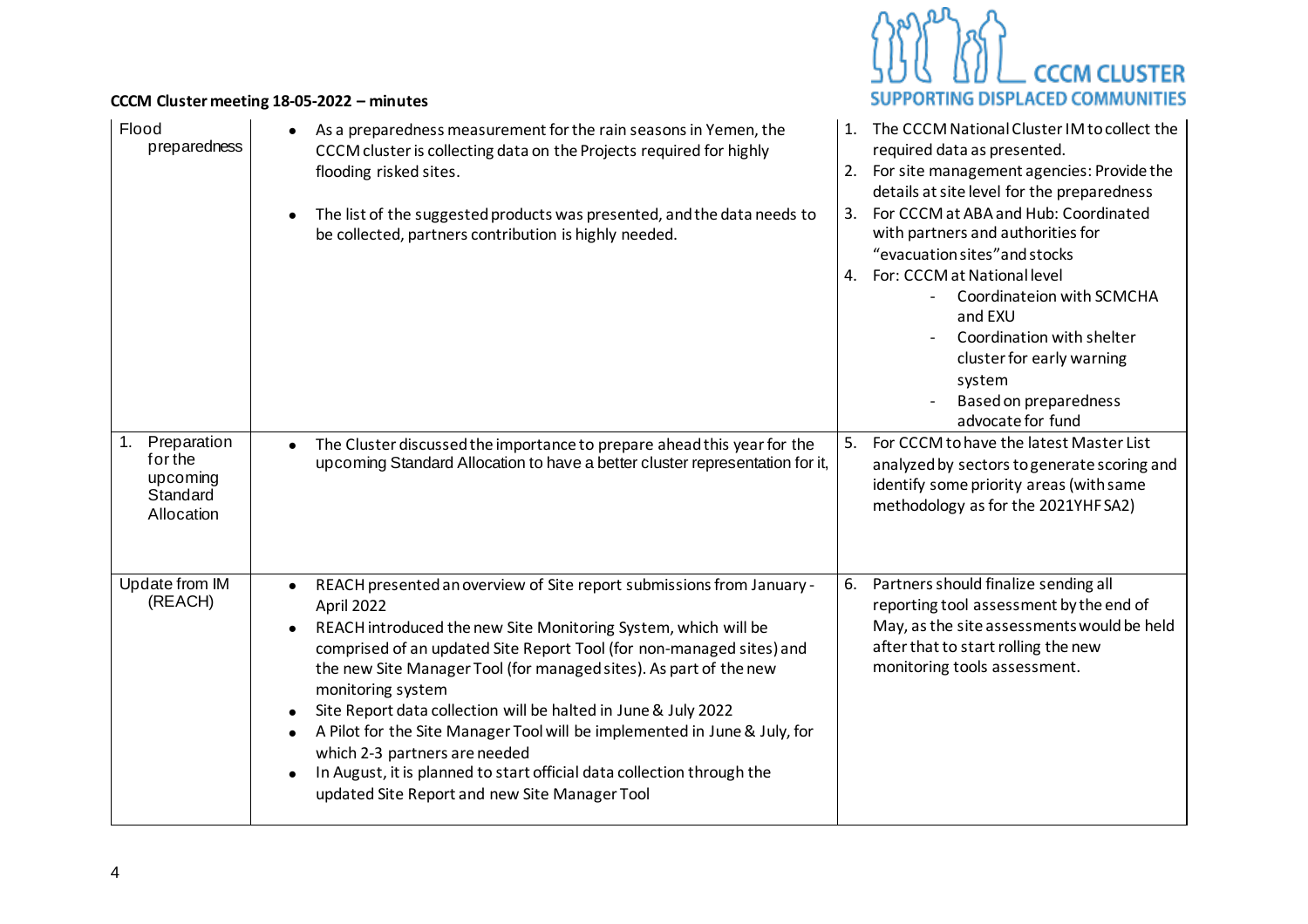**CCCM Cluster meeting 18-05-2022 – minutes**

| | | |
|---|---|---|
| Flood preparedness | • As a preparedness measurement for the rain seasons in Yemen, the CCCM cluster is collecting data on the Projects required for highly flooding risked sites.<br><br>• The list of the suggested products was presented, and the data needs to be collected, partners contribution is highly needed. | 1. The CCCM National Cluster IM to collect the required data as presented.<br>2. For site management agencies: Provide the details at site level for the preparedness<br>3. For CCCM at ABA and Hub: Coordinated with partners and authorities for "evacuation sites" and stocks<br>4. For: CCCM at National level<br>- Coordinateion with SCMCHA and EXU<br>- Coordination with shelter cluster for early warning system<br>- Based on preparedness advocate for fund |
| 1. Preparation for the upcoming Standard Allocation | • The Cluster discussed the importance to prepare ahead this year for the upcoming Standard Allocation to have a better cluster representation for it, | 5. For CCCM to have the latest Master List analyzed by sectors to generate scoring and identify some priority areas (with same methodology as for the 2021YHF SA2) |
| Update from IM (REACH) | • REACH presented an overview of Site report submissions from January - April 2022<br>• REACH introduced the new Site Monitoring System, which will be comprised of an updated Site Report Tool (for non-managed sites) and the new Site Manager Tool (for managed sites). As part of the new monitoring system<br>• Site Report data collection will be halted in June & July 2022<br>• A Pilot for the Site Manager Tool will be implemented in June & July, for which 2-3 partners are needed<br>• In August, it is planned to start official data collection through the updated Site Report and new Site Manager Tool | 6. Partners should finalize sending all reporting tool assessment by the end of May, as the site assessments would be held after that to start rolling the new monitoring tools assessment. |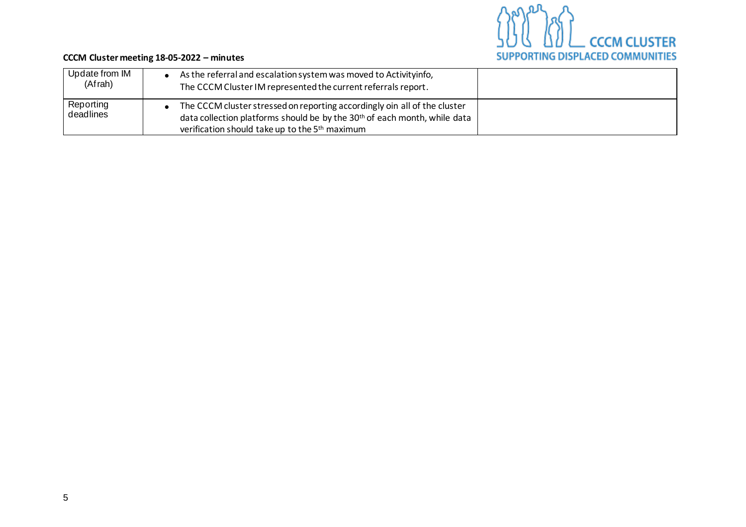**CCCM Cluster meeting 18-05-2022 – minutes**

| | | |
|---|---|---|
| Update from IM (Afrah) | • As the referral and escalation system was moved to Activityinfo, The CCCM Cluster IM represented the current referrals report. | |
| Reporting deadlines | • The CCCM cluster stressed on reporting accordingly oin all of the cluster data collection platforms should be by the 30th of each month, while data verification should take up to the 5th maximum | |